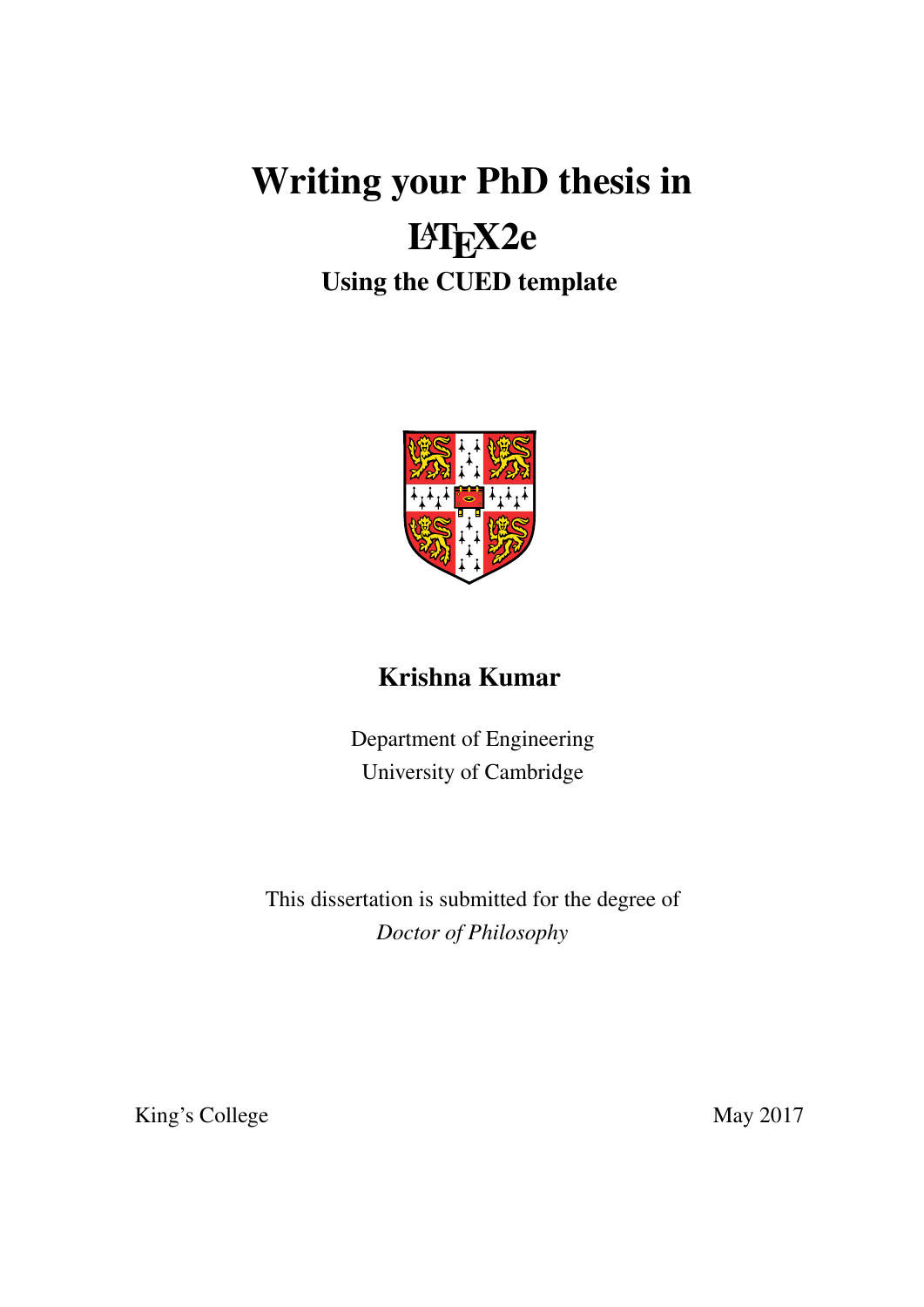# Writing your PhD thesis in LaTeX2e

## Using the CUED template

**Krishna Kumar**

Department of Engineering
University of Cambridge

This dissertation is submitted for the degree of
*Doctor of Philosophy*

King's College

May 2017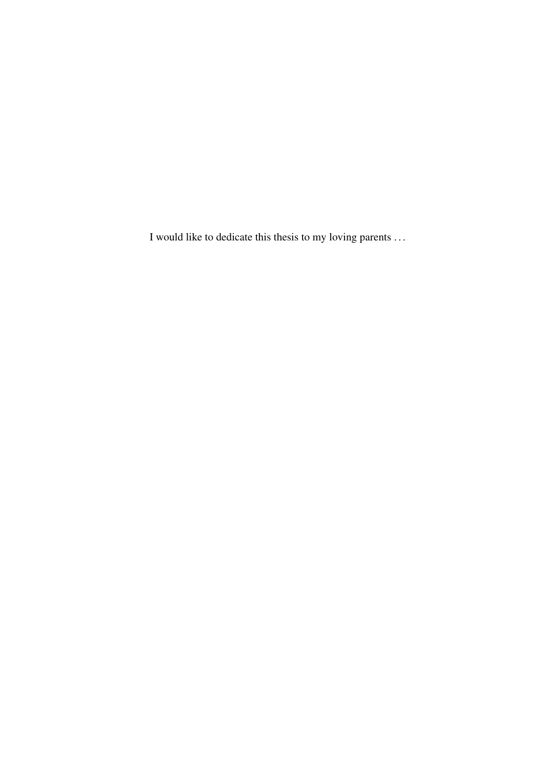I would like to dedicate this thesis to my loving parents . . .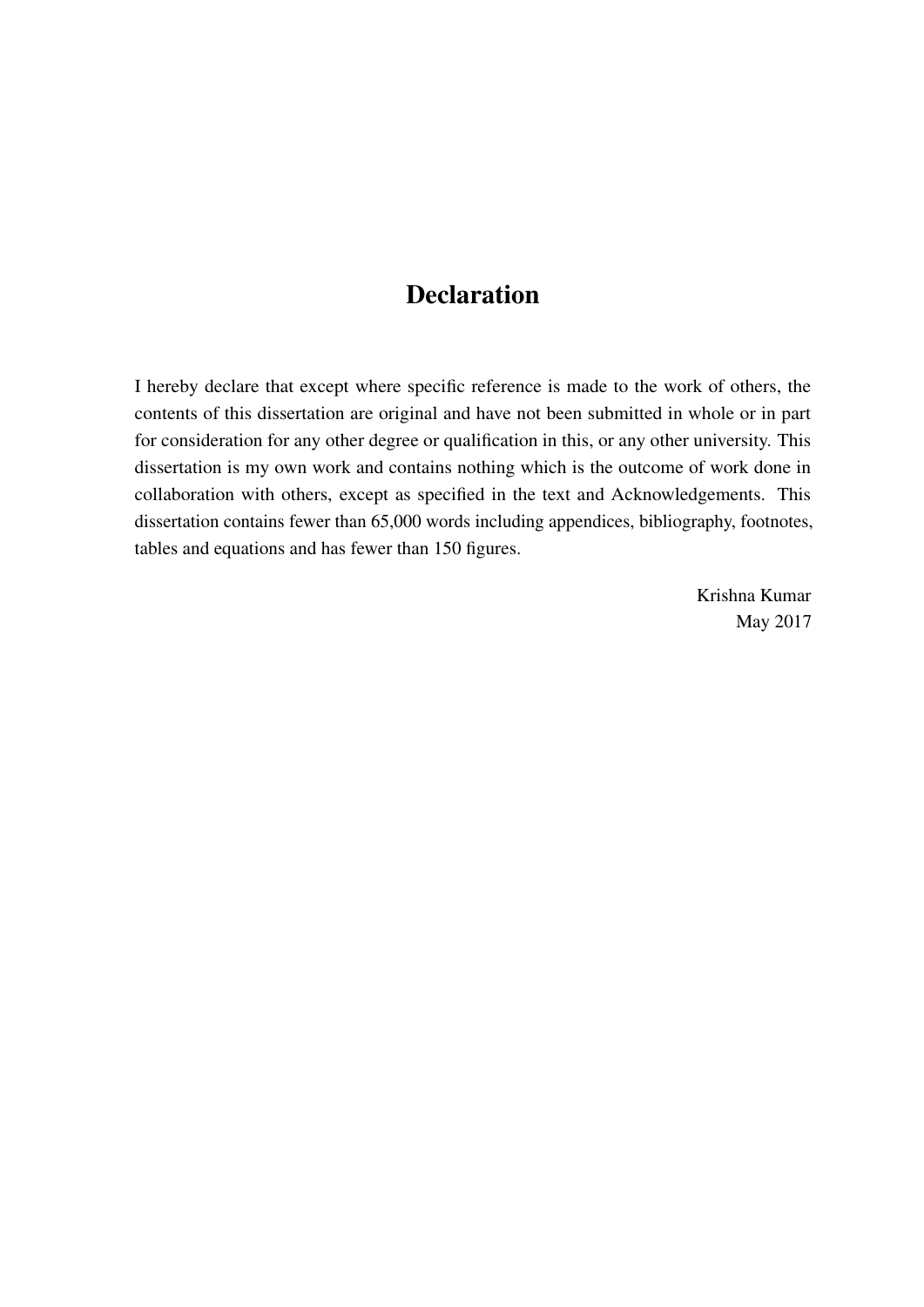# Declaration

I hereby declare that except where specific reference is made to the work of others, the contents of this dissertation are original and have not been submitted in whole or in part for consideration for any other degree or qualification in this, or any other university. This dissertation is my own work and contains nothing which is the outcome of work done in collaboration with others, except as specified in the text and Acknowledgements. This dissertation contains fewer than 65,000 words including appendices, bibliography, footnotes, tables and equations and has fewer than 150 figures.

Krishna Kumar
May 2017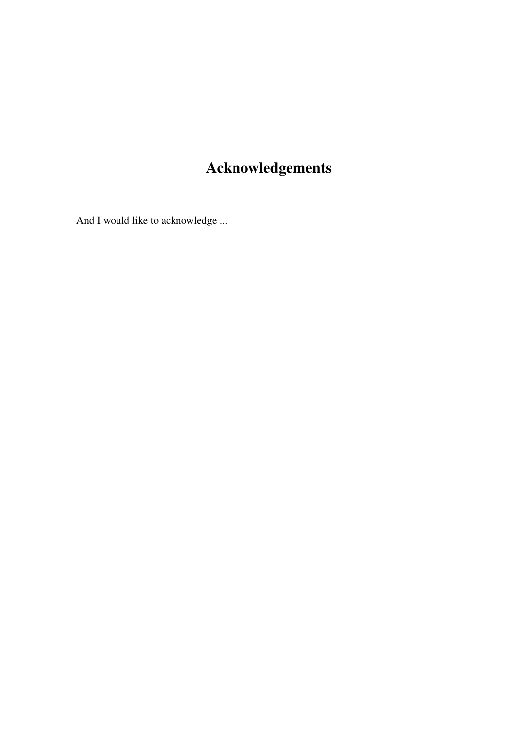# Acknowledgements

And I would like to acknowledge ...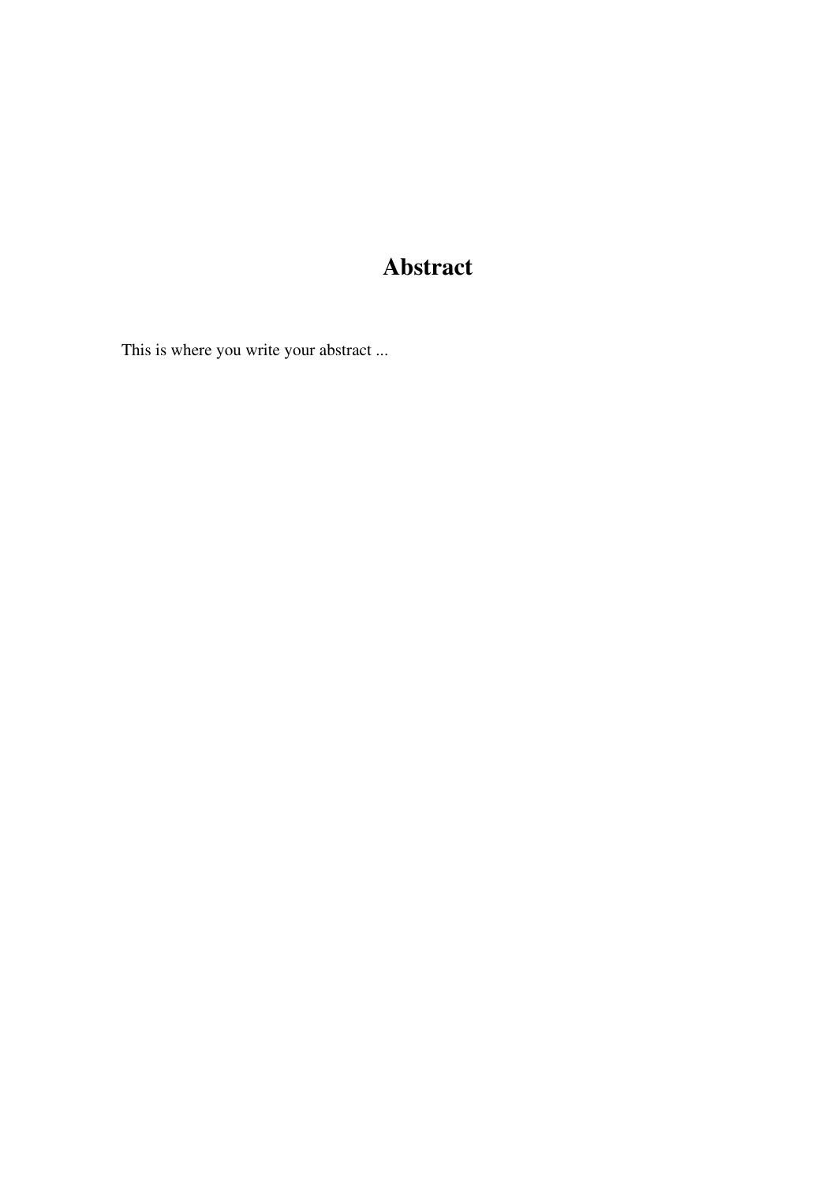# Abstract

This is where you write your abstract ...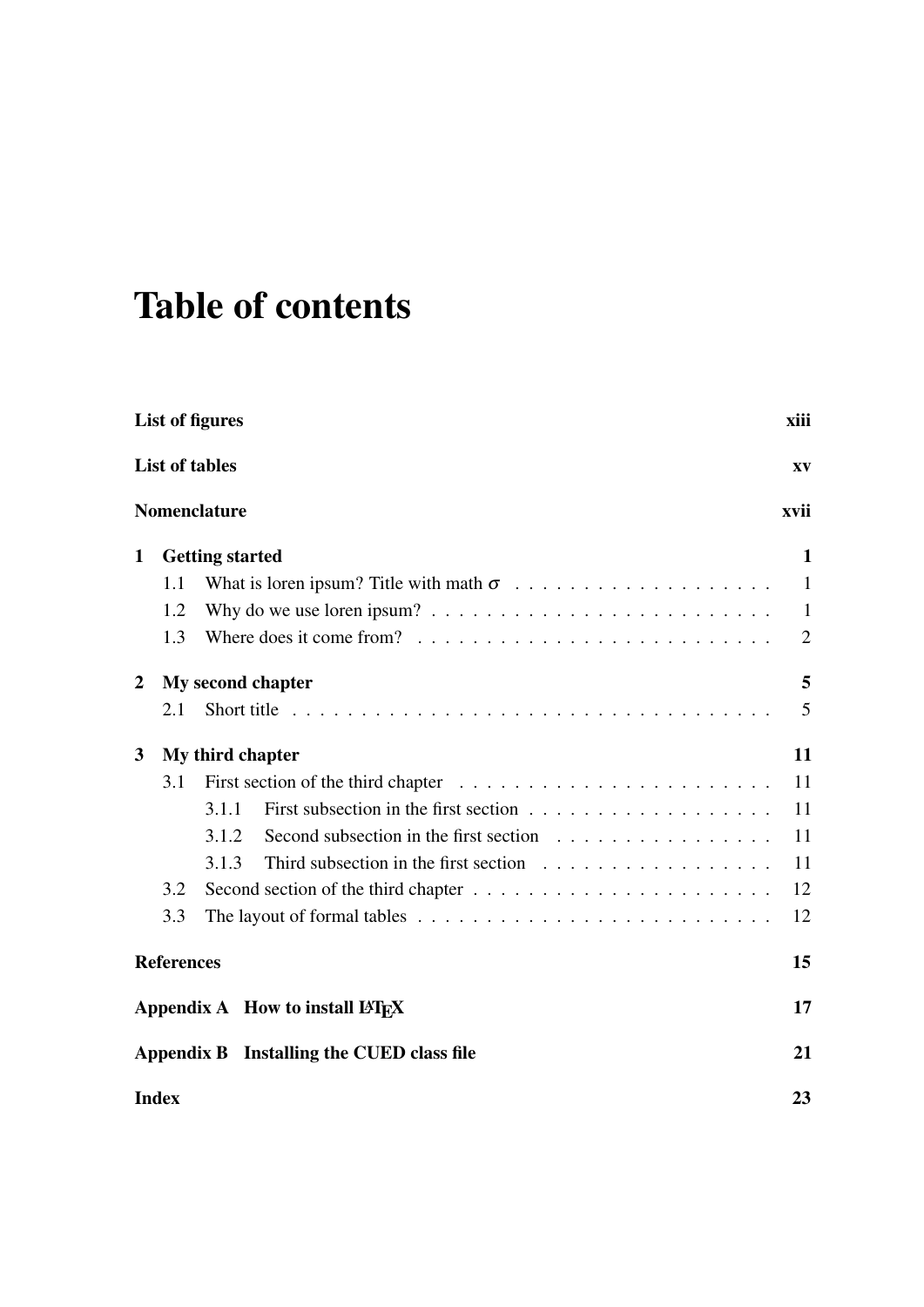# Table of contents

**List of figures** **xiii**

**List of tables** **xv**

**Nomenclature** **xvii**

**1 Getting started** **1**

- 1.1 What is loren ipsum? Title with math $\sigma$ . . . . . . . . . . . . . . . . . . . 1
- 1.2 Why do we use loren ipsum? . . . . . . . . . . . . . . . . . . . . . . . . . 1
- 1.3 Where does it come from? . . . . . . . . . . . . . . . . . . . . . . . . . . 2

**2 My second chapter** **5**

- 2.1 Short title . . . . . . . . . . . . . . . . . . . . . . . . . . . . . . . . . . . . 5

**3 My third chapter** **11**

- 3.1 First section of the third chapter . . . . . . . . . . . . . . . . . . . . . . . 11
  - 3.1.1 First subsection in the first section . . . . . . . . . . . . . . . . . . 11
  - 3.1.2 Second subsection in the first section . . . . . . . . . . . . . . . . 11
  - 3.1.3 Third subsection in the first section . . . . . . . . . . . . . . . . . 11
- 3.2 Second section of the third chapter . . . . . . . . . . . . . . . . . . . . . . 12
- 3.3 The layout of formal tables . . . . . . . . . . . . . . . . . . . . . . . . . . 12

**References** **15**

**Appendix A How to install LaTeX** **17**

**Appendix B Installing the CUED class file** **21**

**Index** **23**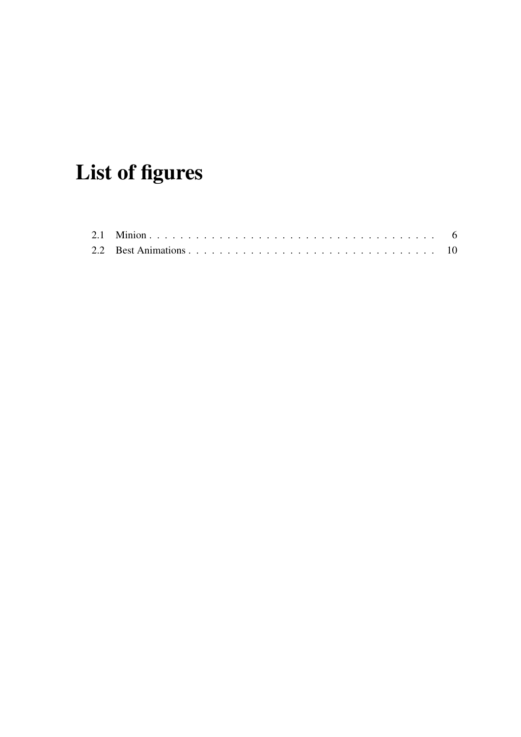# List of figures

2.1 Minion . . . . . . . . . . . . . . . . . . . . . . . . . . . . . . . . . . . . . . 6
2.2 Best Animations . . . . . . . . . . . . . . . . . . . . . . . . . . . . . . . . . 10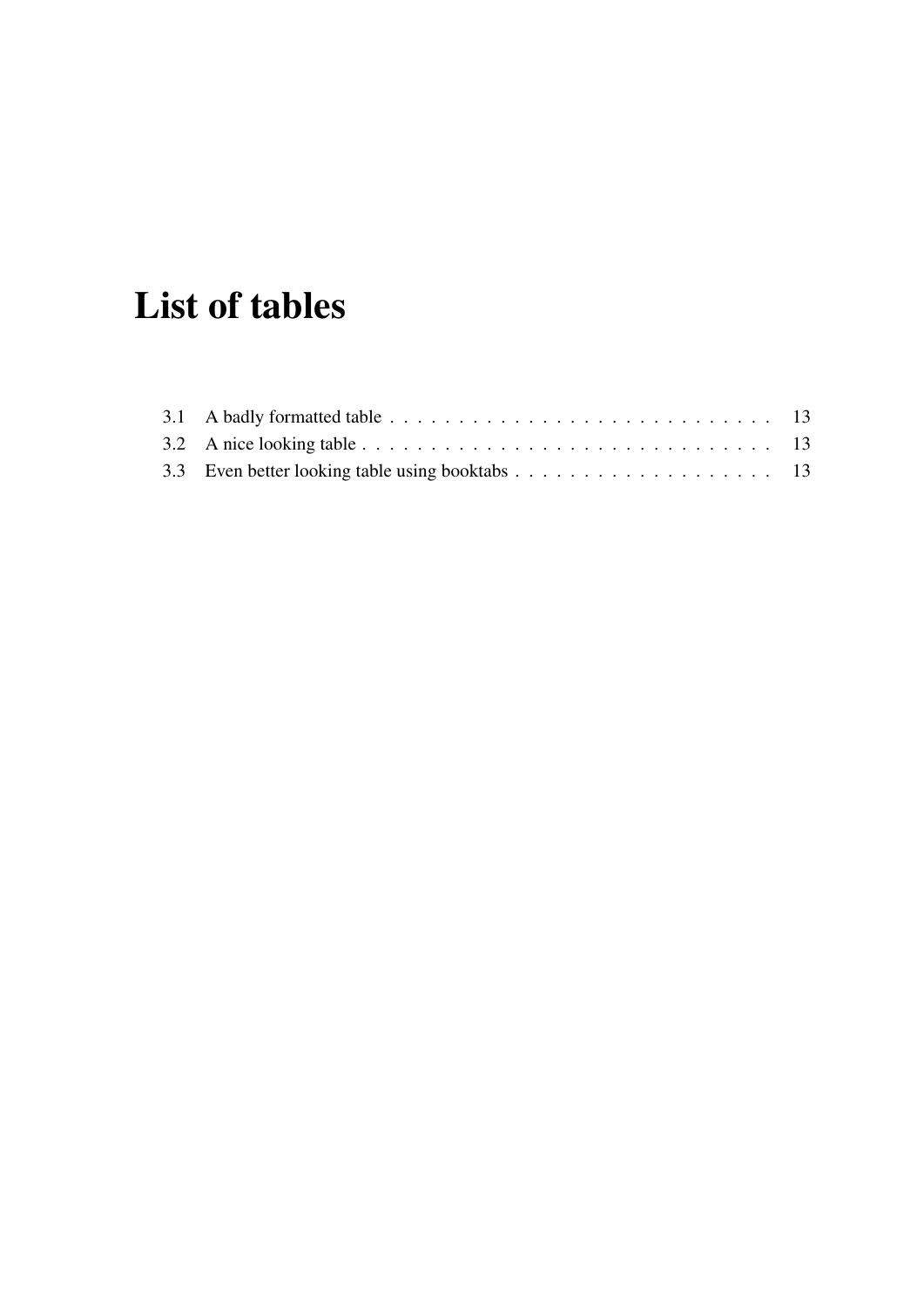# List of tables

3.1 A badly formatted table . . . . . . . . . . . . . . . . . . . . . . . . . . . . . 13
3.2 A nice looking table . . . . . . . . . . . . . . . . . . . . . . . . . . . . . . . 13
3.3 Even better looking table using booktabs . . . . . . . . . . . . . . . . . . . . 13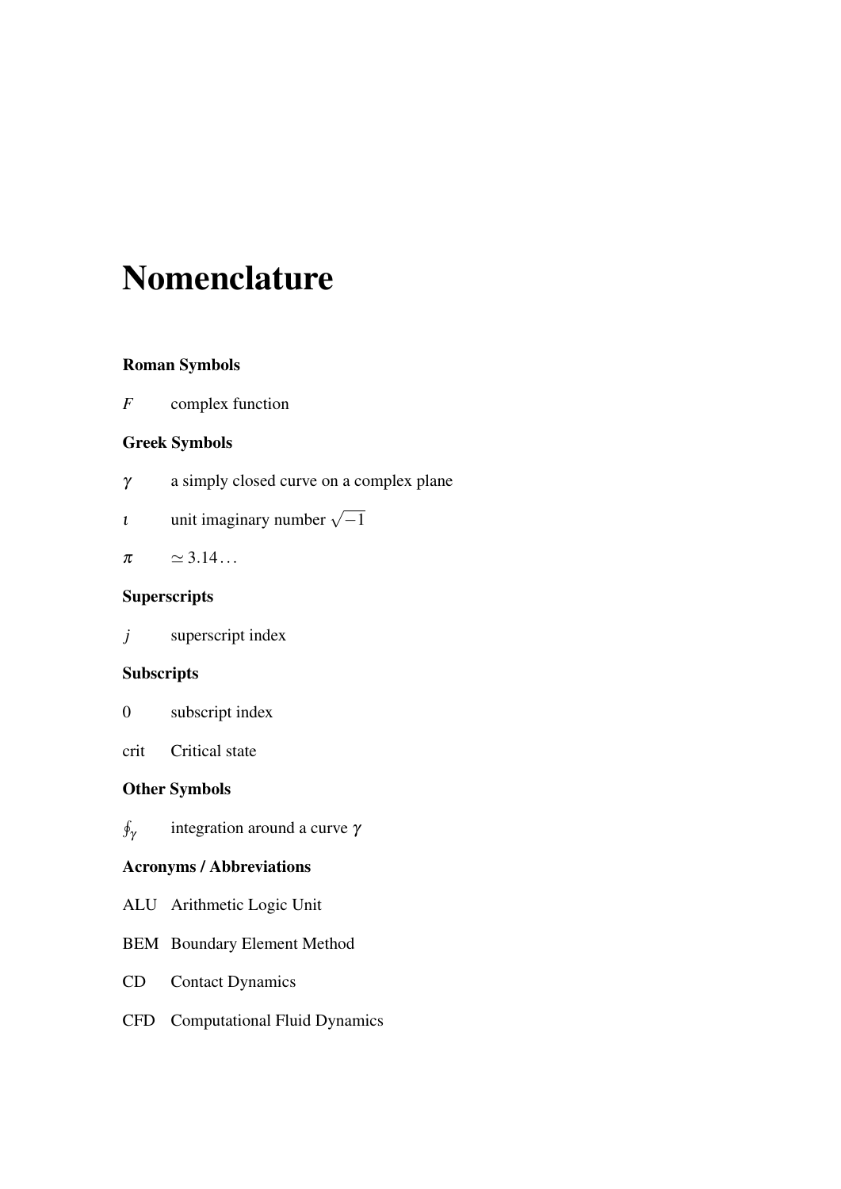# Nomenclature

### Roman Symbols

$F$ complex function

### Greek Symbols

$\gamma$ a simply closed curve on a complex plane

$\imath$ unit imaginary number $\sqrt{-1}$

$\pi$ $\simeq 3.14\ldots$

### Superscripts

$j$ superscript index

### Subscripts

0 subscript index

crit Critical state

### Other Symbols

$\oint_\gamma$ integration around a curve $\gamma$

### Acronyms / Abbreviations

ALU Arithmetic Logic Unit

BEM Boundary Element Method

CD Contact Dynamics

CFD Computational Fluid Dynamics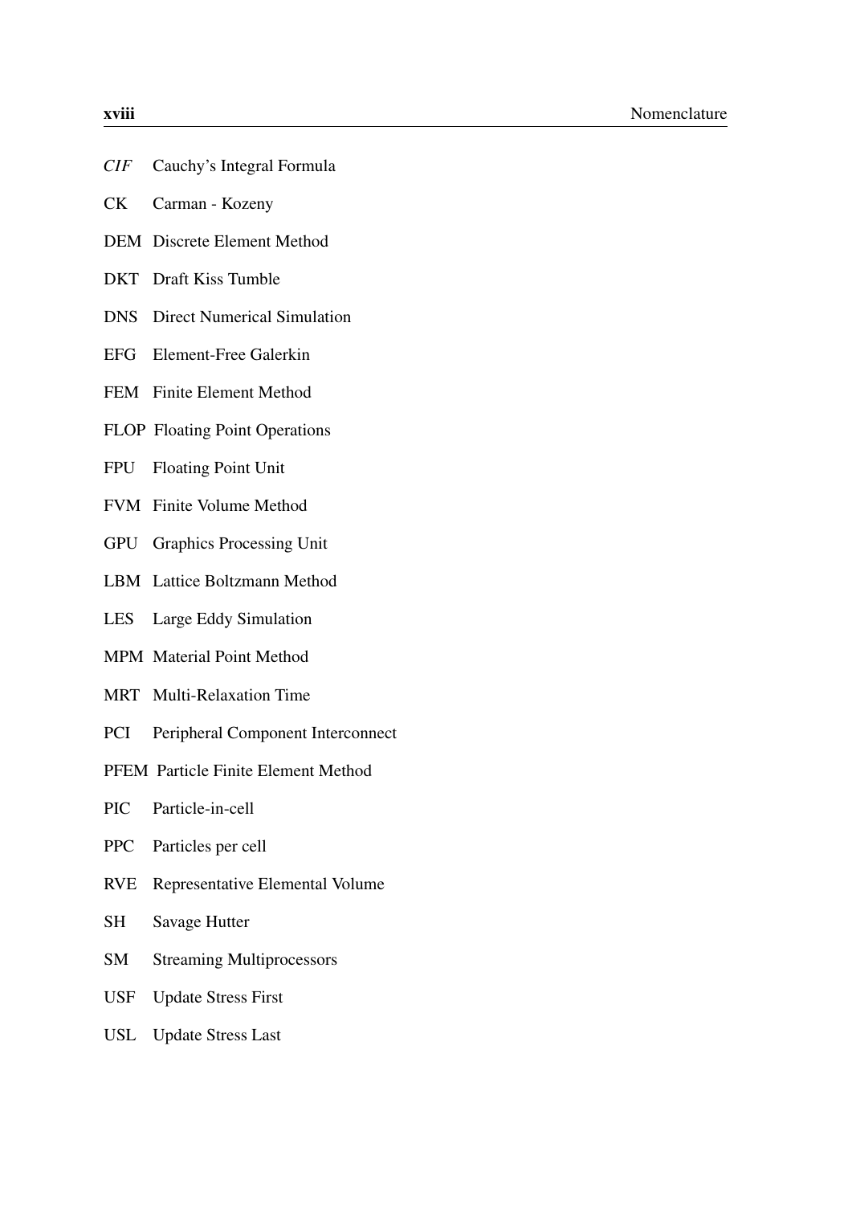*CIF* Cauchy’s Integral Formula

CK Carman - Kozeny

DEM Discrete Element Method

DKT Draft Kiss Tumble

DNS Direct Numerical Simulation

EFG Element-Free Galerkin

FEM Finite Element Method

FLOP Floating Point Operations

FPU Floating Point Unit

FVM Finite Volume Method

GPU Graphics Processing Unit

LBM Lattice Boltzmann Method

LES Large Eddy Simulation

MPM Material Point Method

MRT Multi-Relaxation Time

PCI Peripheral Component Interconnect

PFEM Particle Finite Element Method

PIC Particle-in-cell

PPC Particles per cell

RVE Representative Elemental Volume

SH Savage Hutter

SM Streaming Multiprocessors

USF Update Stress First

USL Update Stress Last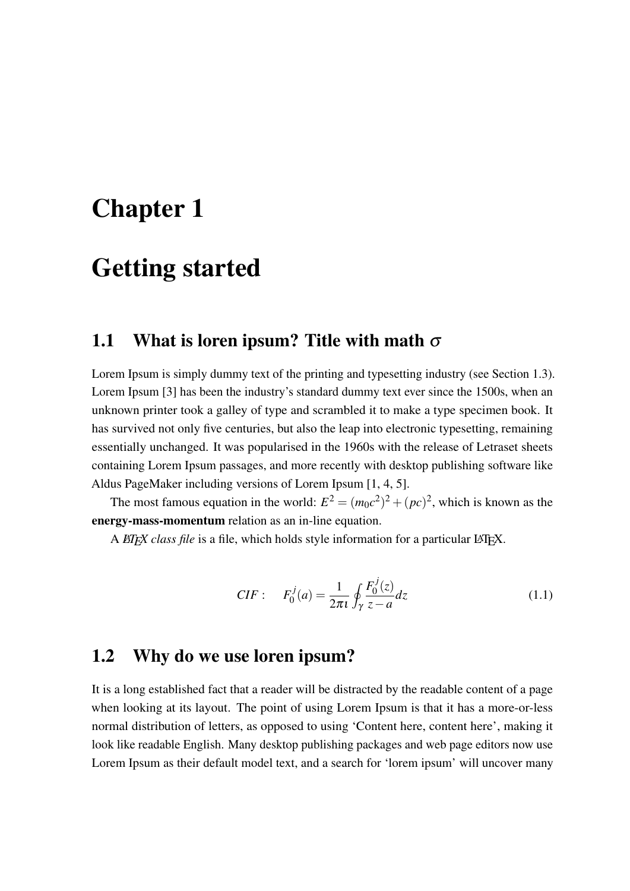# Chapter 1

# Getting started

## 1.1 What is loren ipsum? Title with math $\sigma$

Lorem Ipsum is simply dummy text of the printing and typesetting industry (see Section 1.3). Lorem Ipsum [3] has been the industry's standard dummy text ever since the 1500s, when an unknown printer took a galley of type and scrambled it to make a type specimen book. It has survived not only five centuries, but also the leap into electronic typesetting, remaining essentially unchanged. It was popularised in the 1960s with the release of Letraset sheets containing Lorem Ipsum passages, and more recently with desktop publishing software like Aldus PageMaker including versions of Lorem Ipsum [1, 4, 5].

The most famous equation in the world: $E^2 = (m_0c^2)^2 + (pc)^2$, which is known as the **energy-mass-momentum** relation as an in-line equation.

A *LaTeX class file* is a file, which holds style information for a particular LaTeX.

$$CIF: \quad F_0^j(a) = \frac{1}{2\pi\iota} \oint_\gamma \frac{F_0^j(z)}{z-a} dz \tag{1.1}$$

## 1.2 Why do we use loren ipsum?

It is a long established fact that a reader will be distracted by the readable content of a page when looking at its layout. The point of using Lorem Ipsum is that it has a more-or-less normal distribution of letters, as opposed to using 'Content here, content here', making it look like readable English. Many desktop publishing packages and web page editors now use Lorem Ipsum as their default model text, and a search for 'lorem ipsum' will uncover many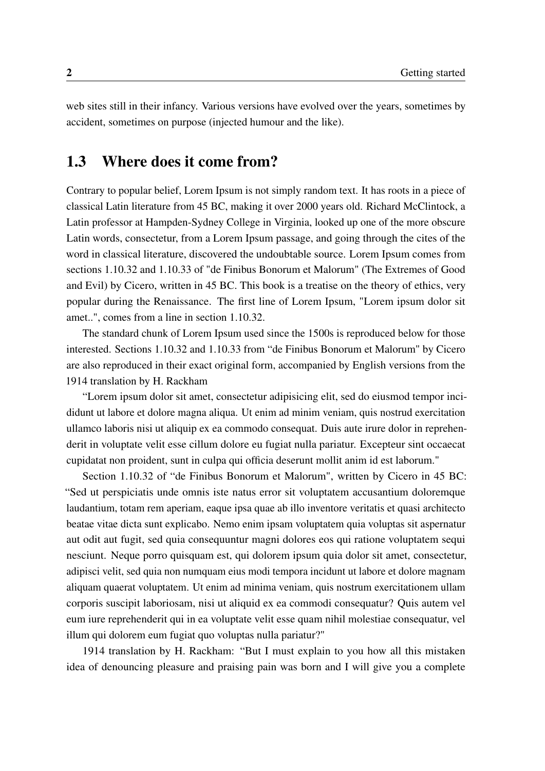web sites still in their infancy. Various versions have evolved over the years, sometimes by accident, sometimes on purpose (injected humour and the like).

## 1.3 Where does it come from?

Contrary to popular belief, Lorem Ipsum is not simply random text. It has roots in a piece of classical Latin literature from 45 BC, making it over 2000 years old. Richard McClintock, a Latin professor at Hampden-Sydney College in Virginia, looked up one of the more obscure Latin words, consectetur, from a Lorem Ipsum passage, and going through the cites of the word in classical literature, discovered the undoubtable source. Lorem Ipsum comes from sections 1.10.32 and 1.10.33 of "de Finibus Bonorum et Malorum" (The Extremes of Good and Evil) by Cicero, written in 45 BC. This book is a treatise on the theory of ethics, very popular during the Renaissance. The first line of Lorem Ipsum, "Lorem ipsum dolor sit amet..", comes from a line in section 1.10.32.

The standard chunk of Lorem Ipsum used since the 1500s is reproduced below for those interested. Sections 1.10.32 and 1.10.33 from "de Finibus Bonorum et Malorum" by Cicero are also reproduced in their exact original form, accompanied by English versions from the 1914 translation by H. Rackham

"Lorem ipsum dolor sit amet, consectetur adipisicing elit, sed do eiusmod tempor incididunt ut labore et dolore magna aliqua. Ut enim ad minim veniam, quis nostrud exercitation ullamco laboris nisi ut aliquip ex ea commodo consequat. Duis aute irure dolor in reprehenderit in voluptate velit esse cillum dolore eu fugiat nulla pariatur. Excepteur sint occaecat cupidatat non proident, sunt in culpa qui officia deserunt mollit anim id est laborum."

Section 1.10.32 of "de Finibus Bonorum et Malorum", written by Cicero in 45 BC: "Sed ut perspiciatis unde omnis iste natus error sit voluptatem accusantium doloremque laudantium, totam rem aperiam, eaque ipsa quae ab illo inventore veritatis et quasi architecto beatae vitae dicta sunt explicabo. Nemo enim ipsam voluptatem quia voluptas sit aspernatur aut odit aut fugit, sed quia consequuntur magni dolores eos qui ratione voluptatem sequi nesciunt. Neque porro quisquam est, qui dolorem ipsum quia dolor sit amet, consectetur, adipisci velit, sed quia non numquam eius modi tempora incidunt ut labore et dolore magnam aliquam quaerat voluptatem. Ut enim ad minima veniam, quis nostrum exercitationem ullam corporis suscipit laboriosam, nisi ut aliquid ex ea commodi consequatur? Quis autem vel eum iure reprehenderit qui in ea voluptate velit esse quam nihil molestiae consequatur, vel illum qui dolorem eum fugiat quo voluptas nulla pariatur?"

1914 translation by H. Rackham: "But I must explain to you how all this mistaken idea of denouncing pleasure and praising pain was born and I will give you a complete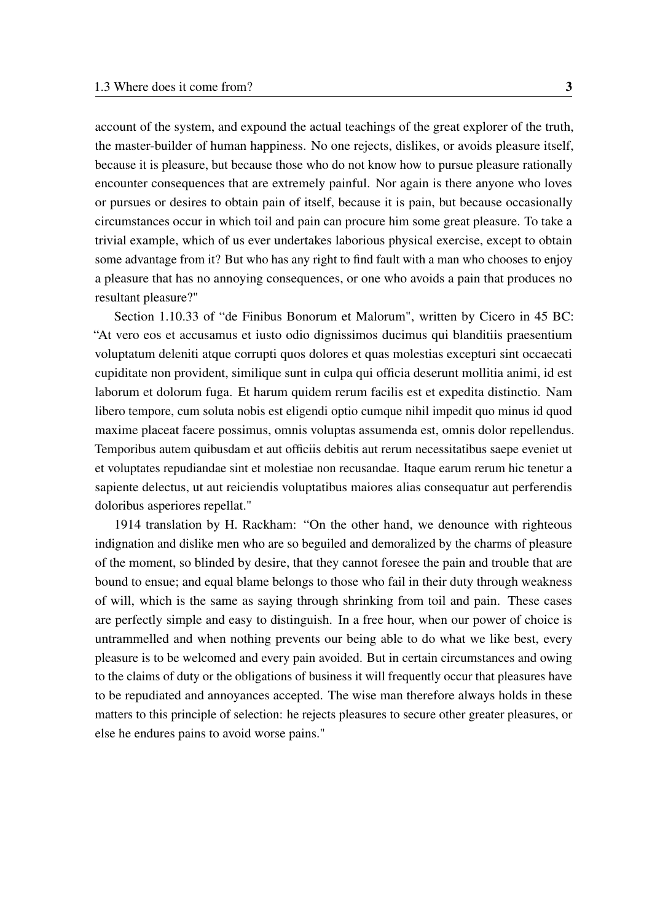account of the system, and expound the actual teachings of the great explorer of the truth, the master-builder of human happiness. No one rejects, dislikes, or avoids pleasure itself, because it is pleasure, but because those who do not know how to pursue pleasure rationally encounter consequences that are extremely painful. Nor again is there anyone who loves or pursues or desires to obtain pain of itself, because it is pain, but because occasionally circumstances occur in which toil and pain can procure him some great pleasure. To take a trivial example, which of us ever undertakes laborious physical exercise, except to obtain some advantage from it? But who has any right to find fault with a man who chooses to enjoy a pleasure that has no annoying consequences, or one who avoids a pain that produces no resultant pleasure?"

Section 1.10.33 of "de Finibus Bonorum et Malorum", written by Cicero in 45 BC: "At vero eos et accusamus et iusto odio dignissimos ducimus qui blanditiis praesentium voluptatum deleniti atque corrupti quos dolores et quas molestias excepturi sint occaecati cupiditate non provident, similique sunt in culpa qui officia deserunt mollitia animi, id est laborum et dolorum fuga. Et harum quidem rerum facilis est et expedita distinctio. Nam libero tempore, cum soluta nobis est eligendi optio cumque nihil impedit quo minus id quod maxime placeat facere possimus, omnis voluptas assumenda est, omnis dolor repellendus. Temporibus autem quibusdam et aut officiis debitis aut rerum necessitatibus saepe eveniet ut et voluptates repudiandae sint et molestiae non recusandae. Itaque earum rerum hic tenetur a sapiente delectus, ut aut reiciendis voluptatibus maiores alias consequatur aut perferendis doloribus asperiores repellat."

1914 translation by H. Rackham: "On the other hand, we denounce with righteous indignation and dislike men who are so beguiled and demoralized by the charms of pleasure of the moment, so blinded by desire, that they cannot foresee the pain and trouble that are bound to ensue; and equal blame belongs to those who fail in their duty through weakness of will, which is the same as saying through shrinking from toil and pain. These cases are perfectly simple and easy to distinguish. In a free hour, when our power of choice is untrammelled and when nothing prevents our being able to do what we like best, every pleasure is to be welcomed and every pain avoided. But in certain circumstances and owing to the claims of duty or the obligations of business it will frequently occur that pleasures have to be repudiated and annoyances accepted. The wise man therefore always holds in these matters to this principle of selection: he rejects pleasures to secure other greater pleasures, or else he endures pains to avoid worse pains."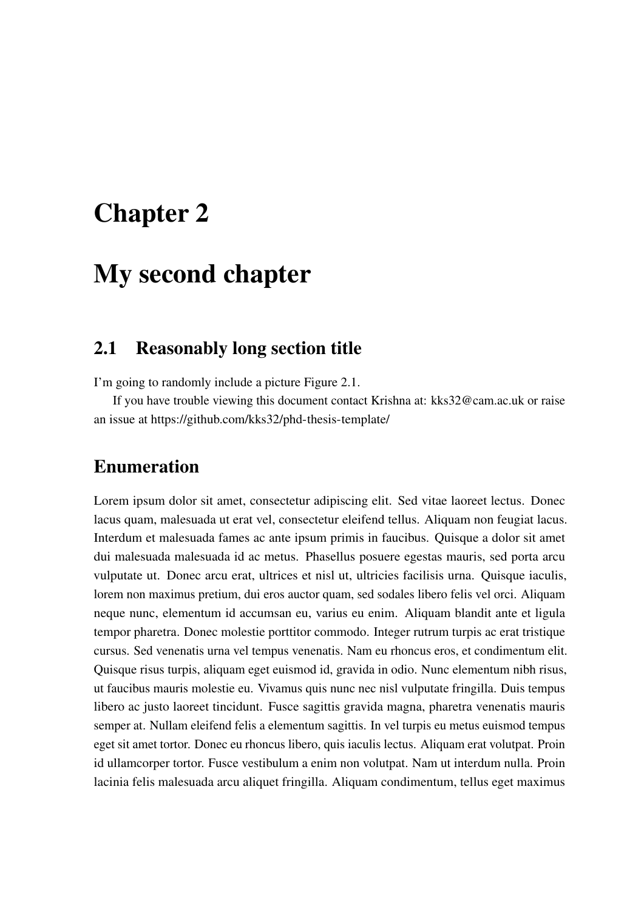# Chapter 2

# My second chapter

## 2.1 Reasonably long section title

I'm going to randomly include a picture Figure 2.1.

If you have trouble viewing this document contact Krishna at: kks32@cam.ac.uk or raise an issue at https://github.com/kks32/phd-thesis-template/

### Enumeration

Lorem ipsum dolor sit amet, consectetur adipiscing elit. Sed vitae laoreet lectus. Donec lacus quam, malesuada ut erat vel, consectetur eleifend tellus. Aliquam non feugiat lacus. Interdum et malesuada fames ac ante ipsum primis in faucibus. Quisque a dolor sit amet dui malesuada malesuada id ac metus. Phasellus posuere egestas mauris, sed porta arcu vulputate ut. Donec arcu erat, ultrices et nisl ut, ultricies facilisis urna. Quisque iaculis, lorem non maximus pretium, dui eros auctor quam, sed sodales libero felis vel orci. Aliquam neque nunc, elementum id accumsan eu, varius eu enim. Aliquam blandit ante et ligula tempor pharetra. Donec molestie porttitor commodo. Integer rutrum turpis ac erat tristique cursus. Sed venenatis urna vel tempus venenatis. Nam eu rhoncus eros, et condimentum elit. Quisque risus turpis, aliquam eget euismod id, gravida in odio. Nunc elementum nibh risus, ut faucibus mauris molestie eu. Vivamus quis nunc nec nisl vulputate fringilla. Duis tempus libero ac justo laoreet tincidunt. Fusce sagittis gravida magna, pharetra venenatis mauris semper at. Nullam eleifend felis a elementum sagittis. In vel turpis eu metus euismod tempus eget sit amet tortor. Donec eu rhoncus libero, quis iaculis lectus. Aliquam erat volutpat. Proin id ullamcorper tortor. Fusce vestibulum a enim non volutpat. Nam ut interdum nulla. Proin lacinia felis malesuada arcu aliquet fringilla. Aliquam condimentum, tellus eget maximus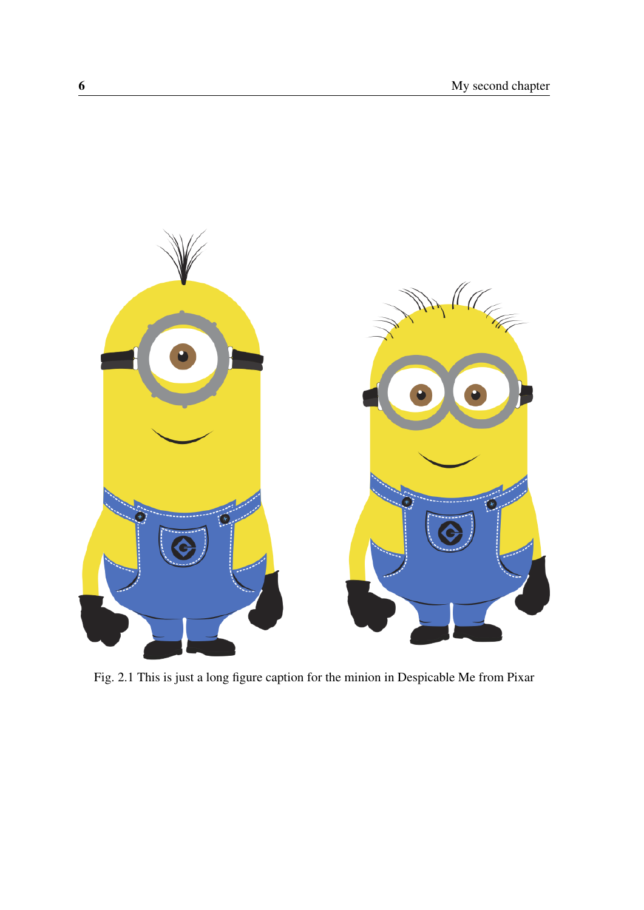Fig. 2.1 This is just a long figure caption for the minion in Despicable Me from Pixar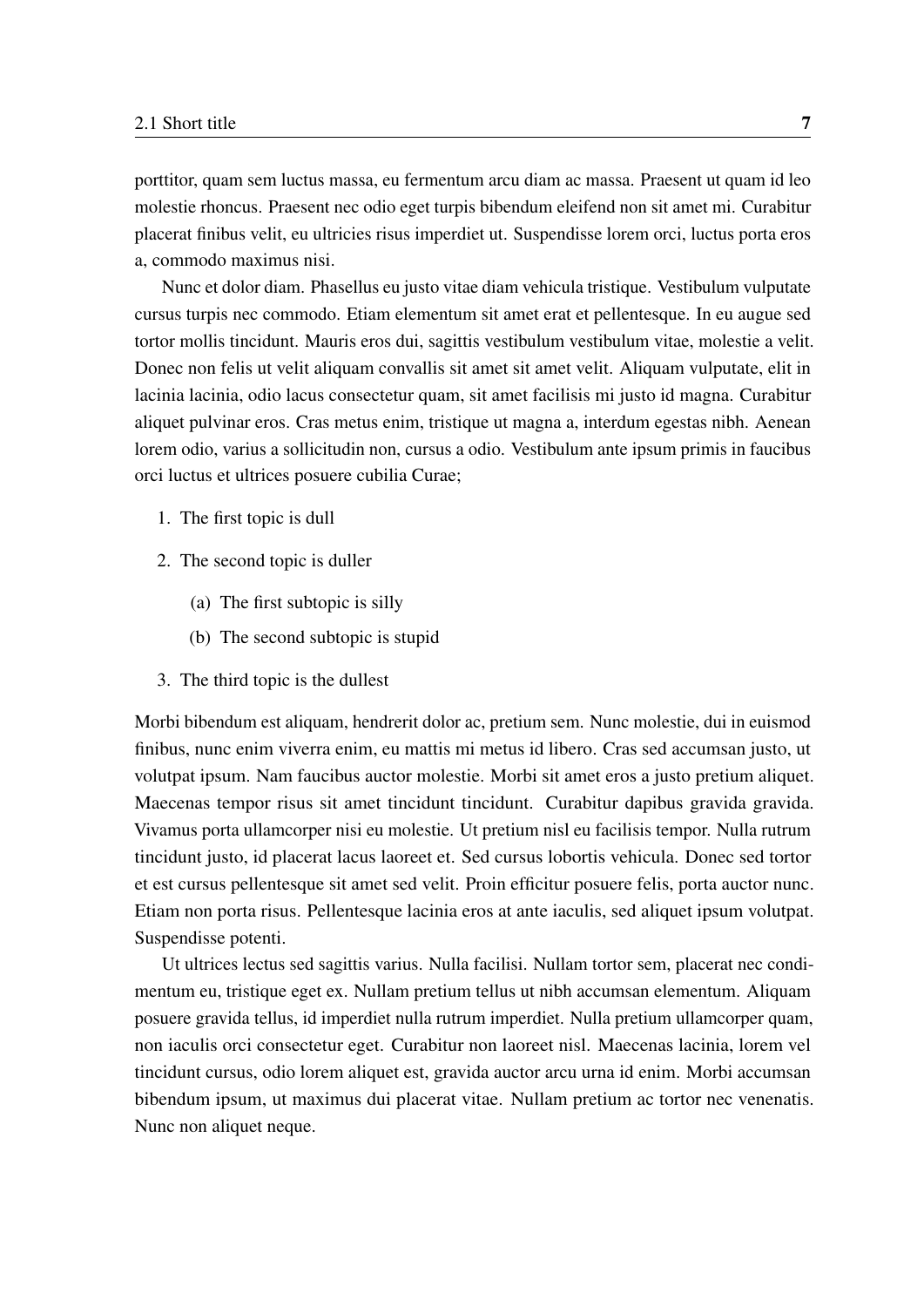porttitor, quam sem luctus massa, eu fermentum arcu diam ac massa. Praesent ut quam id leo molestie rhoncus. Praesent nec odio eget turpis bibendum eleifend non sit amet mi. Curabitur placerat finibus velit, eu ultricies risus imperdiet ut. Suspendisse lorem orci, luctus porta eros a, commodo maximus nisi.

Nunc et dolor diam. Phasellus eu justo vitae diam vehicula tristique. Vestibulum vulputate cursus turpis nec commodo. Etiam elementum sit amet erat et pellentesque. In eu augue sed tortor mollis tincidunt. Mauris eros dui, sagittis vestibulum vestibulum vitae, molestie a velit. Donec non felis ut velit aliquam convallis sit amet sit amet velit. Aliquam vulputate, elit in lacinia lacinia, odio lacus consectetur quam, sit amet facilisis mi justo id magna. Curabitur aliquet pulvinar eros. Cras metus enim, tristique ut magna a, interdum egestas nibh. Aenean lorem odio, varius a sollicitudin non, cursus a odio. Vestibulum ante ipsum primis in faucibus orci luctus et ultrices posuere cubilia Curae;

1. The first topic is dull
2. The second topic is duller
    (a) The first subtopic is silly
    (b) The second subtopic is stupid
3. The third topic is the dullest

Morbi bibendum est aliquam, hendrerit dolor ac, pretium sem. Nunc molestie, dui in euismod finibus, nunc enim viverra enim, eu mattis mi metus id libero. Cras sed accumsan justo, ut volutpat ipsum. Nam faucibus auctor molestie. Morbi sit amet eros a justo pretium aliquet. Maecenas tempor risus sit amet tincidunt tincidunt. Curabitur dapibus gravida gravida. Vivamus porta ullamcorper nisi eu molestie. Ut pretium nisl eu facilisis tempor. Nulla rutrum tincidunt justo, id placerat lacus laoreet et. Sed cursus lobortis vehicula. Donec sed tortor et est cursus pellentesque sit amet sed velit. Proin efficitur posuere felis, porta auctor nunc. Etiam non porta risus. Pellentesque lacinia eros at ante iaculis, sed aliquet ipsum volutpat. Suspendisse potenti.

Ut ultrices lectus sed sagittis varius. Nulla facilisi. Nullam tortor sem, placerat nec condimentum eu, tristique eget ex. Nullam pretium tellus ut nibh accumsan elementum. Aliquam posuere gravida tellus, id imperdiet nulla rutrum imperdiet. Nulla pretium ullamcorper quam, non iaculis orci consectetur eget. Curabitur non laoreet nisl. Maecenas lacinia, lorem vel tincidunt cursus, odio lorem aliquet est, gravida auctor arcu urna id enim. Morbi accumsan bibendum ipsum, ut maximus dui placerat vitae. Nullam pretium ac tortor nec venenatis. Nunc non aliquet neque.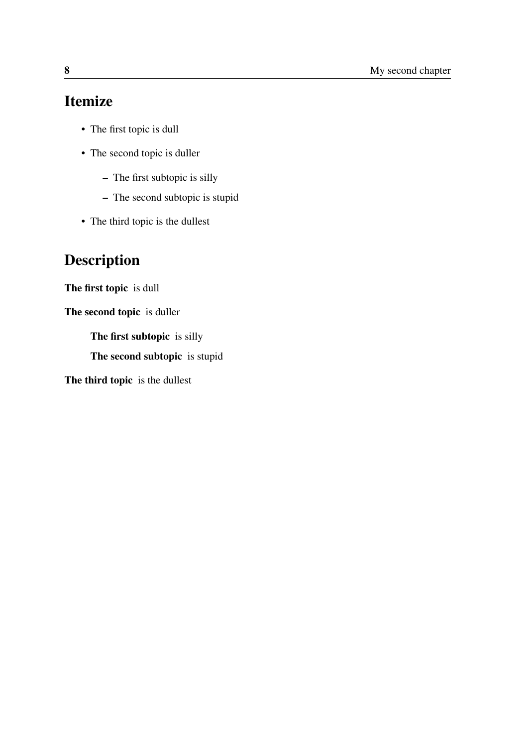## Itemize

- The first topic is dull
- The second topic is duller
  - The first subtopic is silly
  - The second subtopic is stupid
- The third topic is the dullest

## Description

**The first topic** is dull

**The second topic** is duller

> **The first subtopic** is silly
>
> **The second subtopic** is stupid

**The third topic** is the dullest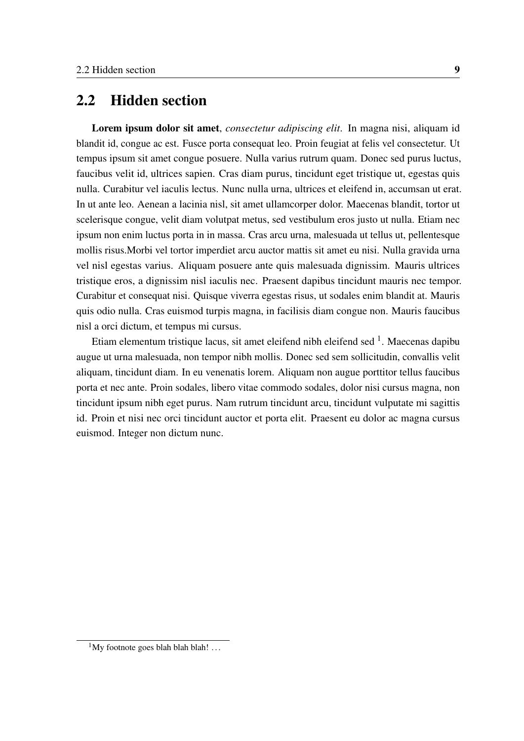## 2.2 Hidden section

**Lorem ipsum dolor sit amet**, *consectetur adipiscing elit*. In magna nisi, aliquam id blandit id, congue ac est. Fusce porta consequat leo. Proin feugiat at felis vel consectetur. Ut tempus ipsum sit amet congue posuere. Nulla varius rutrum quam. Donec sed purus luctus, faucibus velit id, ultrices sapien. Cras diam purus, tincidunt eget tristique ut, egestas quis nulla. Curabitur vel iaculis lectus. Nunc nulla urna, ultrices et eleifend in, accumsan ut erat. In ut ante leo. Aenean a lacinia nisl, sit amet ullamcorper dolor. Maecenas blandit, tortor ut scelerisque congue, velit diam volutpat metus, sed vestibulum eros justo ut nulla. Etiam nec ipsum non enim luctus porta in in massa. Cras arcu urna, malesuada ut tellus ut, pellentesque mollis risus.Morbi vel tortor imperdiet arcu auctor mattis sit amet eu nisi. Nulla gravida urna vel nisl egestas varius. Aliquam posuere ante quis malesuada dignissim. Mauris ultrices tristique eros, a dignissim nisl iaculis nec. Praesent dapibus tincidunt mauris nec tempor. Curabitur et consequat nisi. Quisque viverra egestas risus, ut sodales enim blandit at. Mauris quis odio nulla. Cras euismod turpis magna, in facilisis diam congue non. Mauris faucibus nisl a orci dictum, et tempus mi cursus.

Etiam elementum tristique lacus, sit amet eleifend nibh eleifend sed [1]. Maecenas dapibu augue ut urna malesuada, non tempor nibh mollis. Donec sed sem sollicitudin, convallis velit aliquam, tincidunt diam. In eu venenatis lorem. Aliquam non augue porttitor tellus faucibus porta et nec ante. Proin sodales, libero vitae commodo sodales, dolor nisi cursus magna, non tincidunt ipsum nibh eget purus. Nam rutrum tincidunt arcu, tincidunt vulputate mi sagittis id. Proin et nisi nec orci tincidunt auctor et porta elit. Praesent eu dolor ac magna cursus euismod. Integer non dictum nunc.

[1] My footnote goes blah blah blah! ...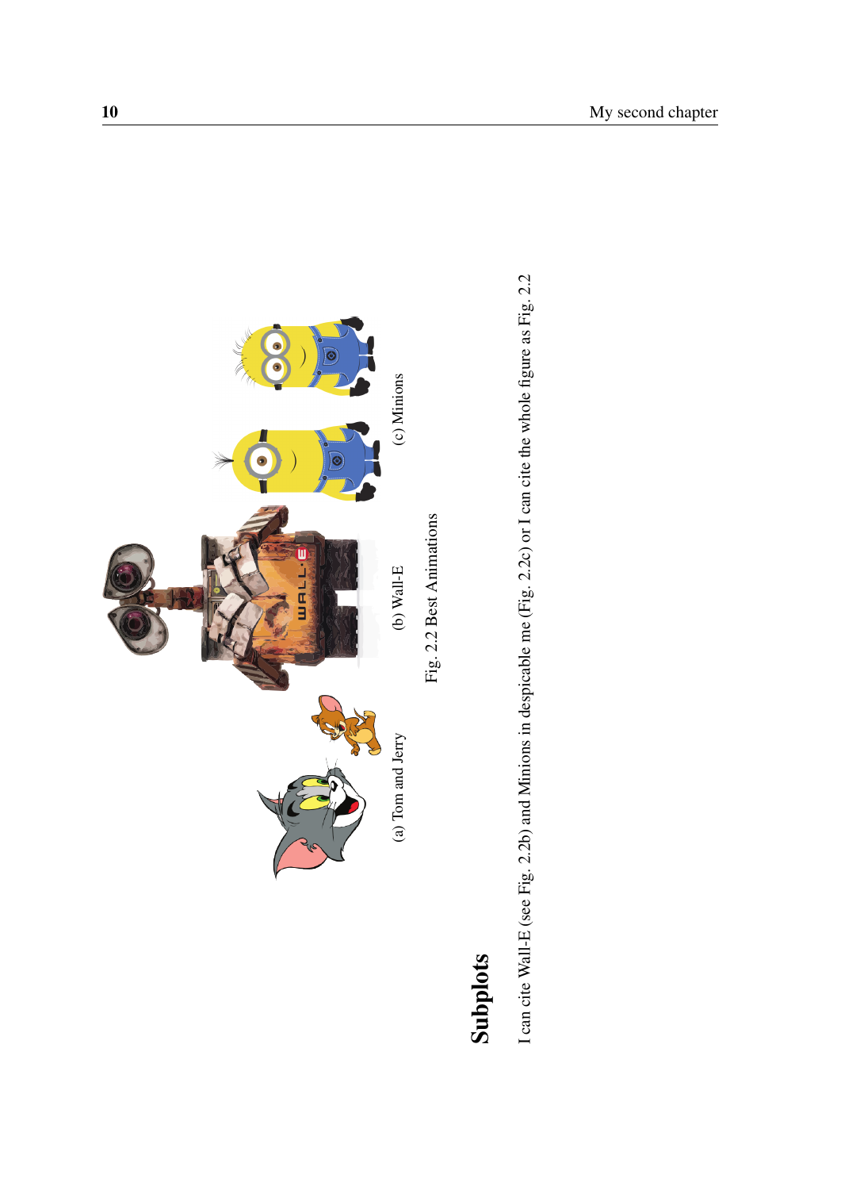(a) Tom and Jerry

(b) Wall-E

(c) Minions

Fig. 2.2 Best Animations

## Subplots

I can cite Wall-E (see Fig. 2.2b) and Minions in despicable me (Fig. 2.2c) or I can cite the whole figure as Fig. 2.2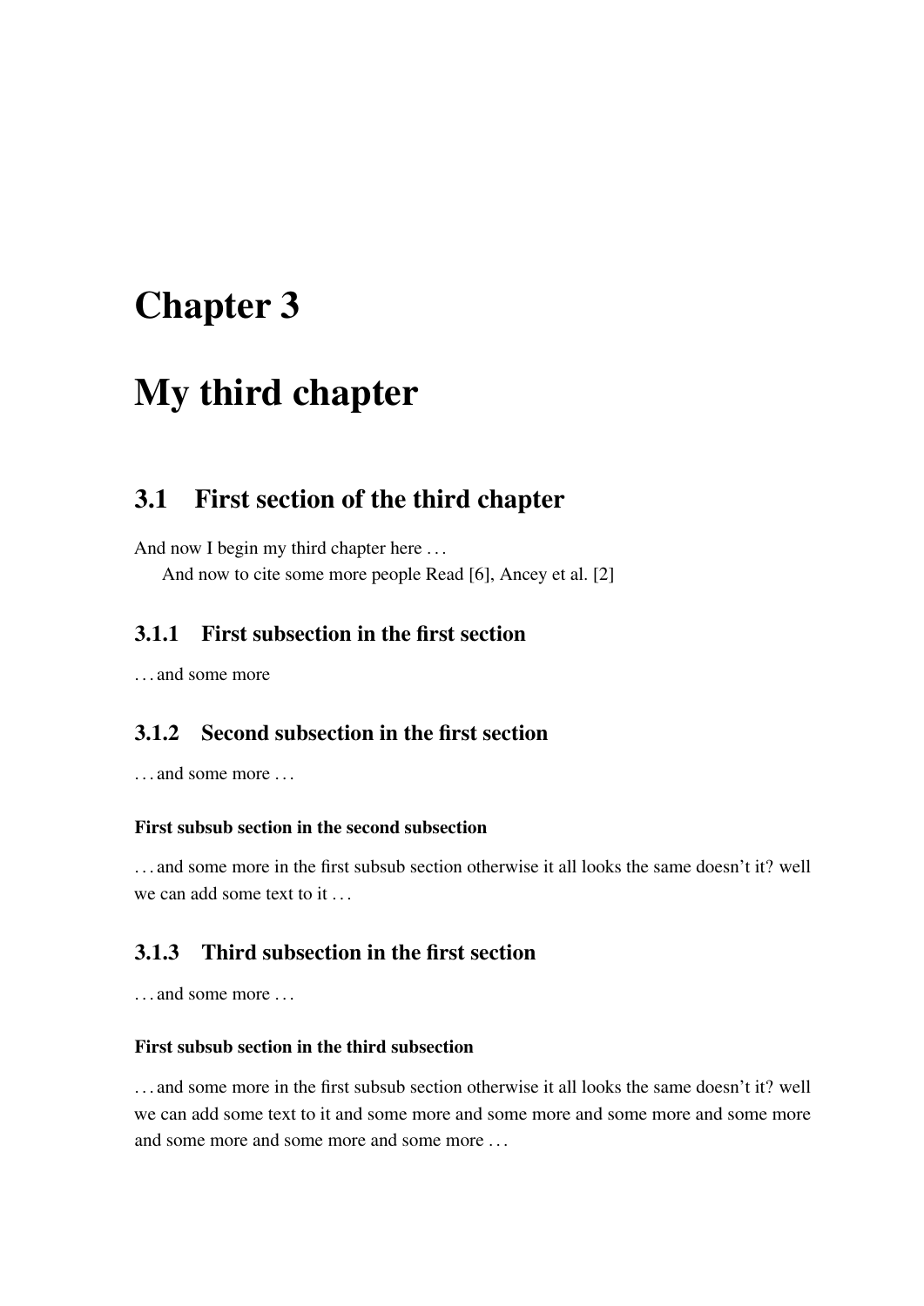# Chapter 3

# My third chapter

## 3.1 First section of the third chapter

And now I begin my third chapter here …

And now to cite some more people Read [6], Ancey et al. [2]

### 3.1.1 First subsection in the first section

… and some more

### 3.1.2 Second subsection in the first section

… and some more …

#### First subsub section in the second subsection

… and some more in the first subsub section otherwise it all looks the same doesn't it? well we can add some text to it …

### 3.1.3 Third subsection in the first section

… and some more …

#### First subsub section in the third subsection

… and some more in the first subsub section otherwise it all looks the same doesn't it? well we can add some text to it and some more and some more and some more and some more and some more and some more and some more …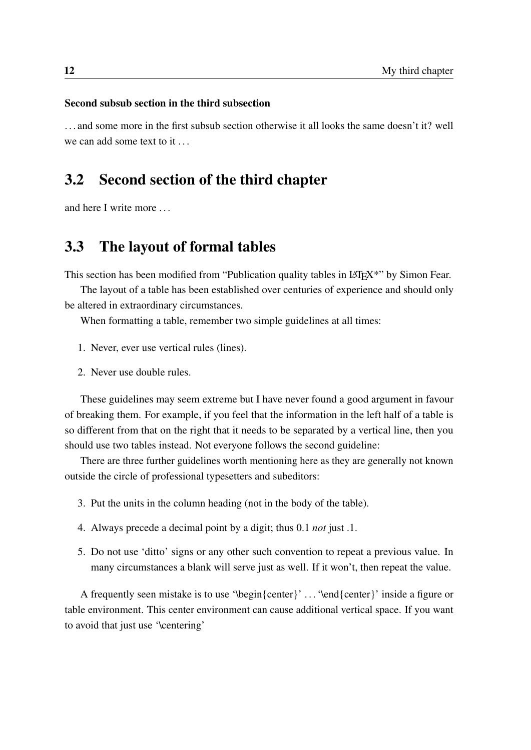#### Second subsub section in the third subsection

. . . and some more in the first subsub section otherwise it all looks the same doesn't it? well we can add some text to it . . .

## 3.2 Second section of the third chapter

and here I write more . . .

## 3.3 The layout of formal tables

This section has been modified from "Publication quality tables in LaTeX*" by Simon Fear.

The layout of a table has been established over centuries of experience and should only be altered in extraordinary circumstances.

When formatting a table, remember two simple guidelines at all times:

1. Never, ever use vertical rules (lines).

2. Never use double rules.

These guidelines may seem extreme but I have never found a good argument in favour of breaking them. For example, if you feel that the information in the left half of a table is so different from that on the right that it needs to be separated by a vertical line, then you should use two tables instead. Not everyone follows the second guideline:

There are three further guidelines worth mentioning here as they are generally not known outside the circle of professional typesetters and subeditors:

3. Put the units in the column heading (not in the body of the table).

4. Always precede a decimal point by a digit; thus 0.1 *not* just .1.

5. Do not use 'ditto' signs or any other such convention to repeat a previous value. In many circumstances a blank will serve just as well. If it won't, then repeat the value.

A frequently seen mistake is to use '\begin{center}' . . . '\end{center}' inside a figure or table environment. This center environment can cause additional vertical space. If you want to avoid that just use '\centering'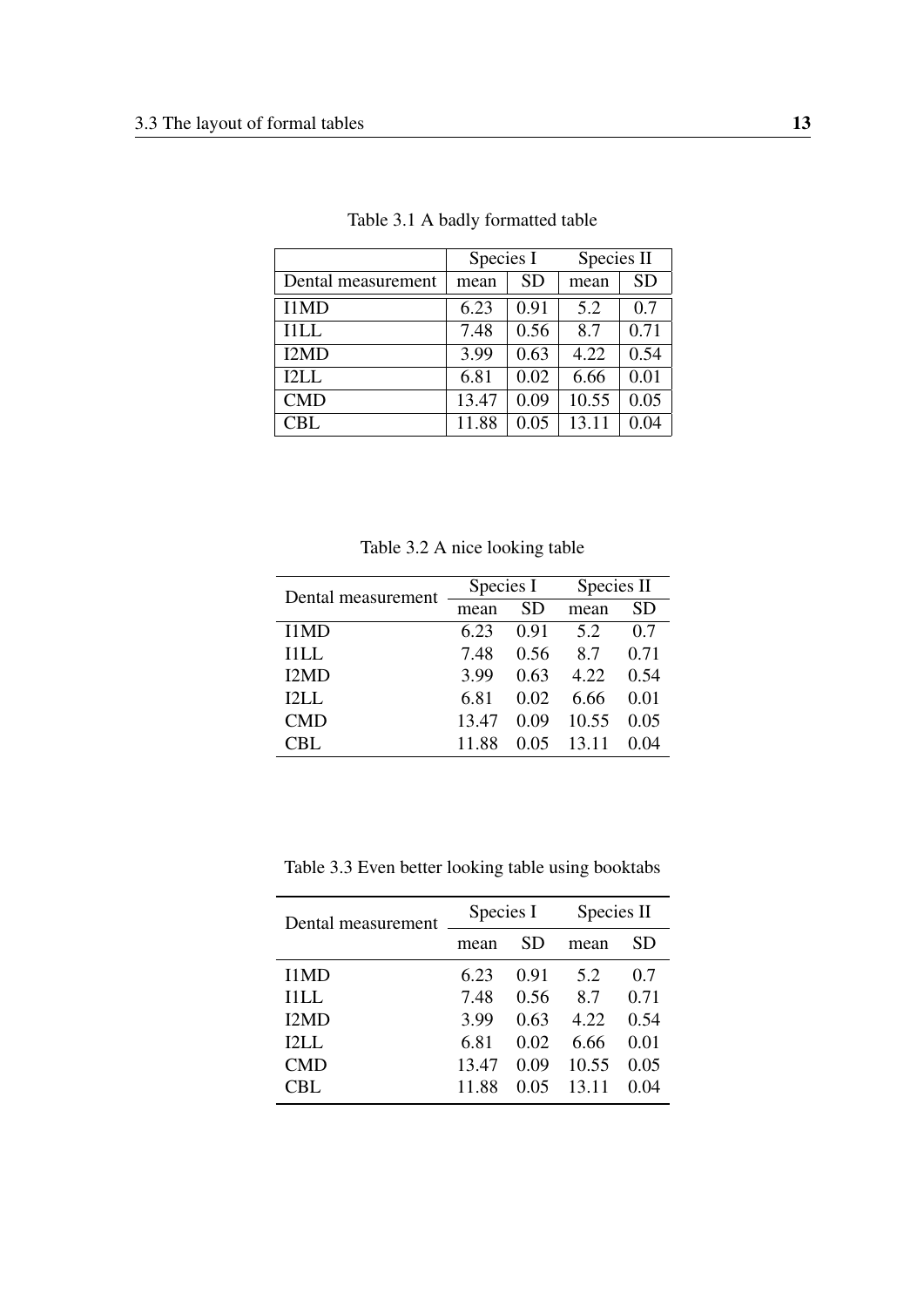Table 3.1 A badly formatted table

| | Species I | | Species II | |
|---|---|---|---|---|
| Dental measurement | mean | SD | mean | SD |
| I1MD | 6.23 | 0.91 | 5.2 | 0.7 |
| I1LL | 7.48 | 0.56 | 8.7 | 0.71 |
| I2MD | 3.99 | 0.63 | 4.22 | 0.54 |
| I2LL | 6.81 | 0.02 | 6.66 | 0.01 |
| CMD | 13.47 | 0.09 | 10.55 | 0.05 |
| CBL | 11.88 | 0.05 | 13.11 | 0.04 |

Table 3.2 A nice looking table

| Dental measurement | Species I | | Species II | |
|---|---|---|---|---|
| | mean | SD | mean | SD |
| I1MD | 6.23 | 0.91 | 5.2 | 0.7 |
| I1LL | 7.48 | 0.56 | 8.7 | 0.71 |
| I2MD | 3.99 | 0.63 | 4.22 | 0.54 |
| I2LL | 6.81 | 0.02 | 6.66 | 0.01 |
| CMD | 13.47 | 0.09 | 10.55 | 0.05 |
| CBL | 11.88 | 0.05 | 13.11 | 0.04 |

Table 3.3 Even better looking table using booktabs

| Dental measurement | Species I | | Species II | |
|---|---|---|---|---|
| | mean | SD | mean | SD |
| I1MD | 6.23 | 0.91 | 5.2 | 0.7 |
| I1LL | 7.48 | 0.56 | 8.7 | 0.71 |
| I2MD | 3.99 | 0.63 | 4.22 | 0.54 |
| I2LL | 6.81 | 0.02 | 6.66 | 0.01 |
| CMD | 13.47 | 0.09 | 10.55 | 0.05 |
| CBL | 11.88 | 0.05 | 13.11 | 0.04 |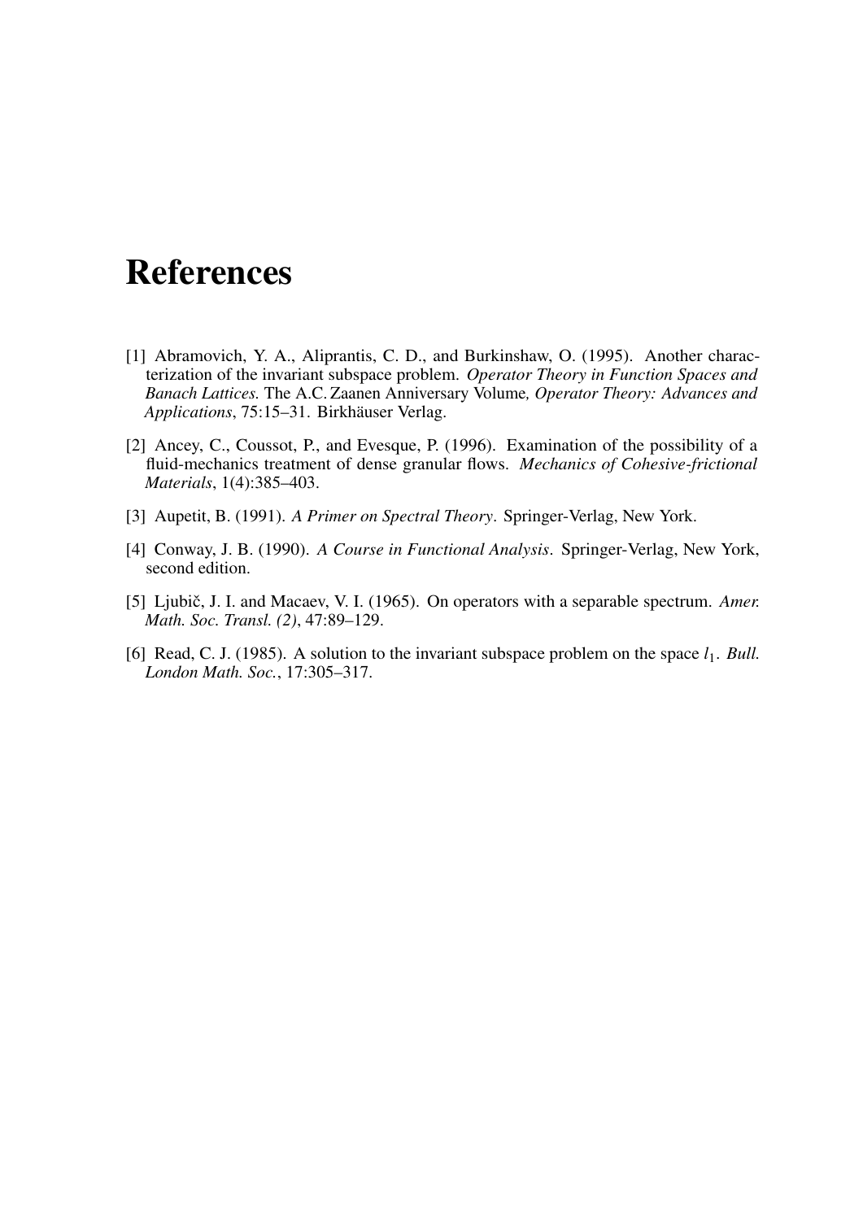# References

[1] Abramovich, Y. A., Aliprantis, C. D., and Burkinshaw, O. (1995). Another characterization of the invariant subspace problem. *Operator Theory in Function Spaces and Banach Lattices.* The A.C. Zaanen Anniversary Volume*, Operator Theory: Advances and Applications*, 75:15–31. Birkhäuser Verlag.

[2] Ancey, C., Coussot, P., and Evesque, P. (1996). Examination of the possibility of a fluid-mechanics treatment of dense granular flows. *Mechanics of Cohesive-frictional Materials*, 1(4):385–403.

[3] Aupetit, B. (1991). *A Primer on Spectral Theory*. Springer-Verlag, New York.

[4] Conway, J. B. (1990). *A Course in Functional Analysis*. Springer-Verlag, New York, second edition.

[5] Ljubič, J. I. and Macaev, V. I. (1965). On operators with a separable spectrum. *Amer. Math. Soc. Transl. (2)*, 47:89–129.

[6] Read, C. J. (1985). A solution to the invariant subspace problem on the space $l_1$. *Bull. London Math. Soc.*, 17:305–317.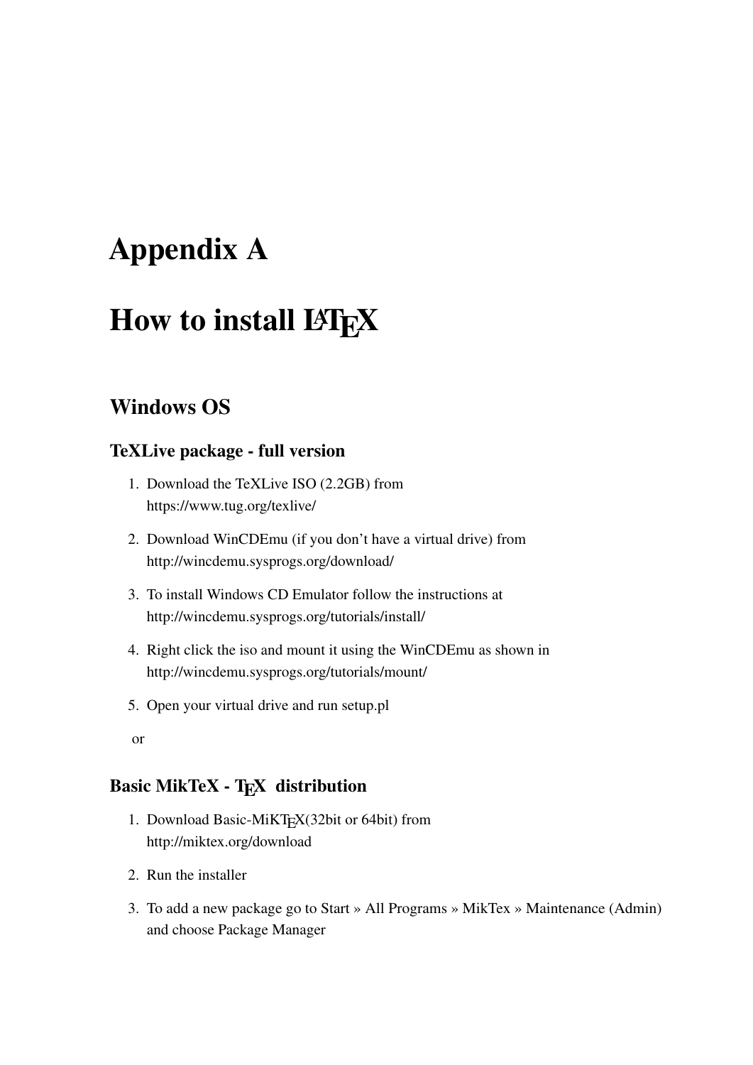# Appendix A

# How to install LaTeX

## Windows OS

### TeXLive package - full version

1. Download the TeXLive ISO (2.2GB) from https://www.tug.org/texlive/
2. Download WinCDEmu (if you don't have a virtual drive) from http://wincdemu.sysprogs.org/download/
3. To install Windows CD Emulator follow the instructions at http://wincdemu.sysprogs.org/tutorials/install/
4. Right click the iso and mount it using the WinCDEmu as shown in http://wincdemu.sysprogs.org/tutorials/mount/
5. Open your virtual drive and run setup.pl

or

### Basic MikTeX - TeX distribution

1. Download Basic-MiKTeX(32bit or 64bit) from http://miktex.org/download
2. Run the installer
3. To add a new package go to Start » All Programs » MikTex » Maintenance (Admin) and choose Package Manager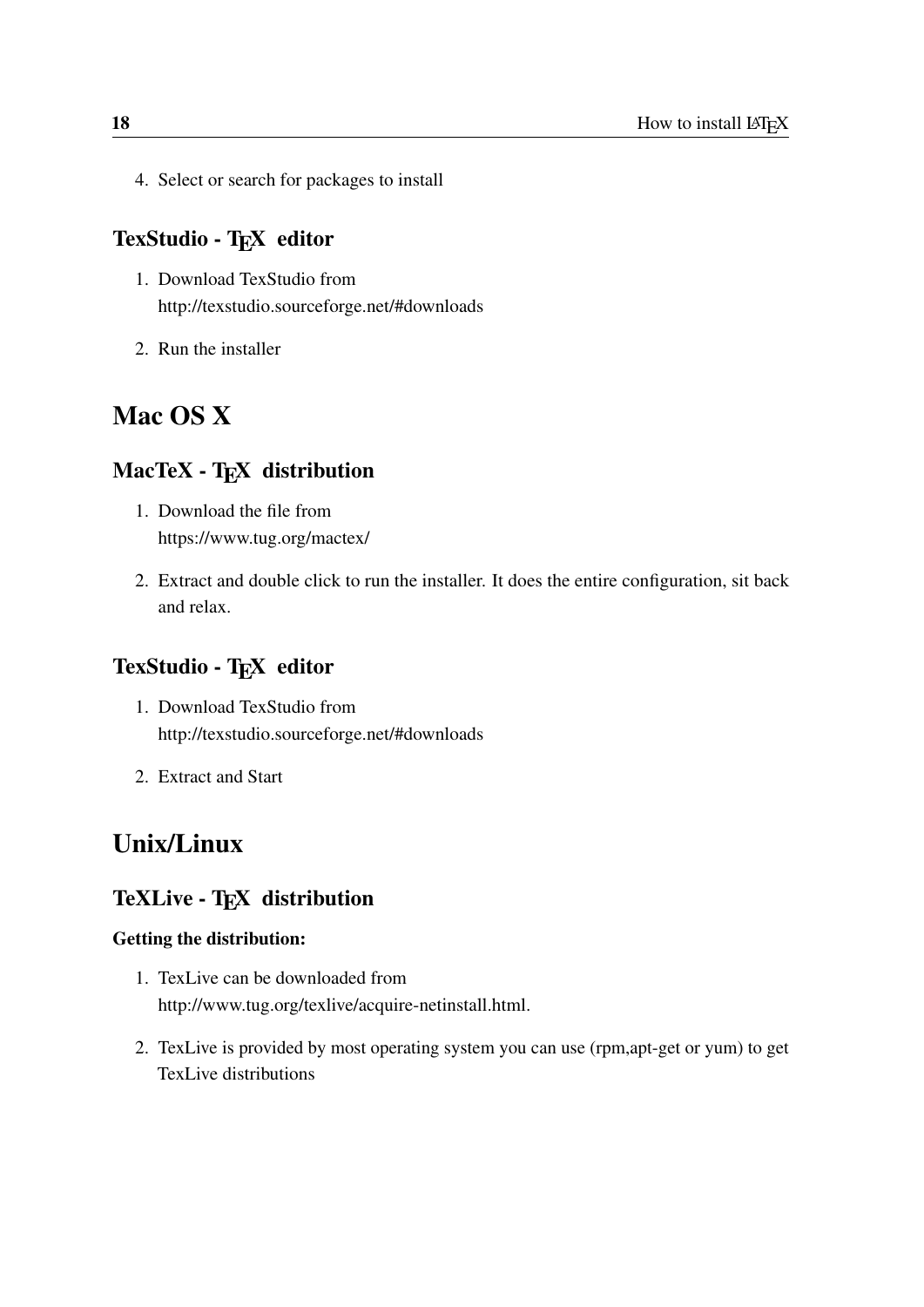4. Select or search for packages to install

### TexStudio - TEX editor

1. Download TexStudio from
   http://texstudio.sourceforge.net/#downloads
2. Run the installer

## Mac OS X

### MacTeX - TEX distribution

1. Download the file from
   https://www.tug.org/mactex/
2. Extract and double click to run the installer. It does the entire configuration, sit back and relax.

### TexStudio - TEX editor

1. Download TexStudio from
   http://texstudio.sourceforge.net/#downloads
2. Extract and Start

## Unix/Linux

### TeXLive - TEX distribution

**Getting the distribution:**

1. TexLive can be downloaded from
   http://www.tug.org/texlive/acquire-netinstall.html.
2. TexLive is provided by most operating system you can use (rpm,apt-get or yum) to get TexLive distributions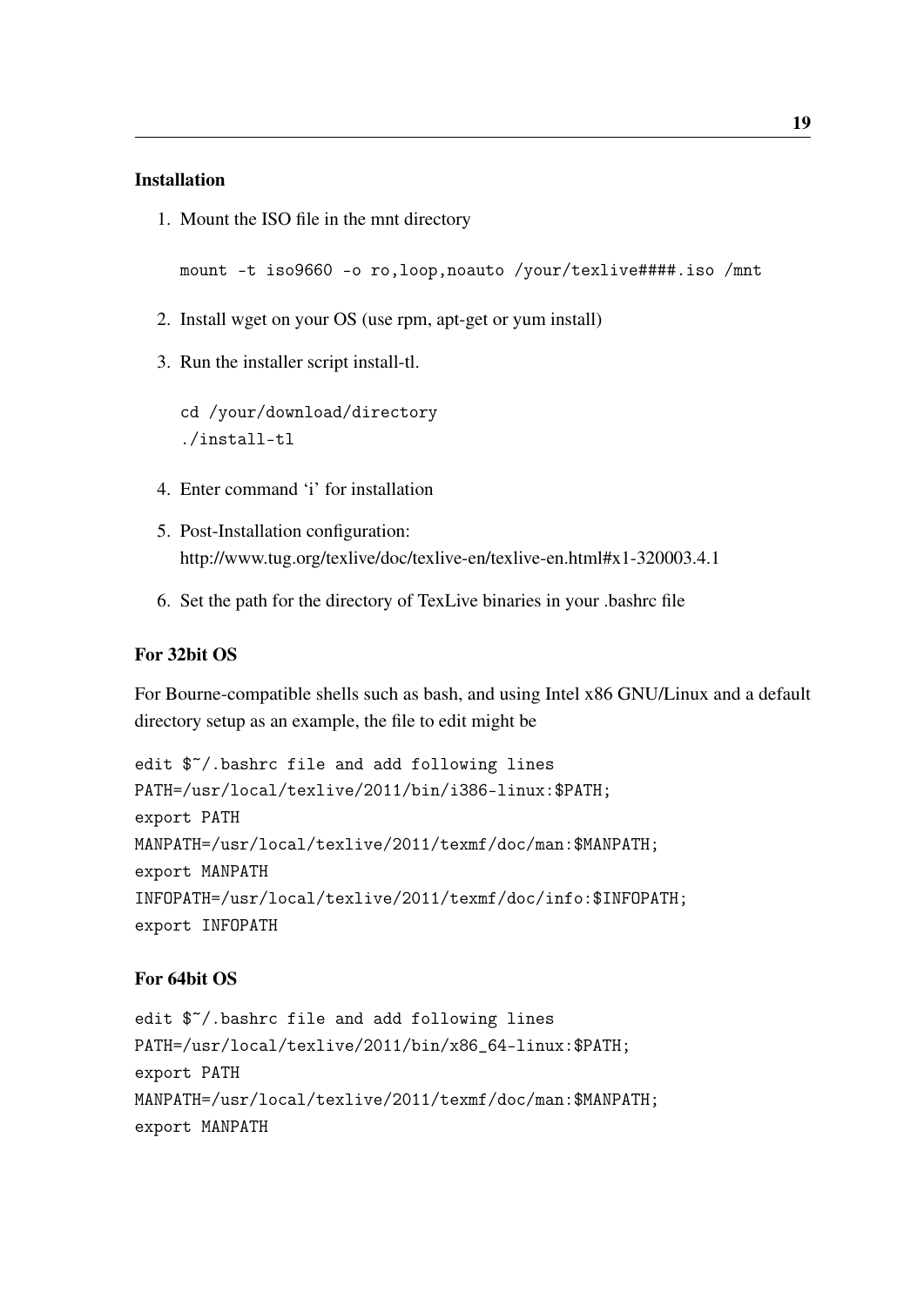### Installation

1. Mount the ISO file in the mnt directory

   ```
   mount -t iso9660 -o ro,loop,noauto /your/texlive####.iso /mnt
   ```

2. Install wget on your OS (use rpm, apt-get or yum install)

3. Run the installer script install-tl.

   ```
   cd /your/download/directory
   ./install-tl
   ```

4. Enter command 'i' for installation

5. Post-Installation configuration:
   http://www.tug.org/texlive/doc/texlive-en/texlive-en.html#x1-320003.4.1

6. Set the path for the directory of TexLive binaries in your .bashrc file

### For 32bit OS

For Bourne-compatible shells such as bash, and using Intel x86 GNU/Linux and a default directory setup as an example, the file to edit might be

```
edit $~/.bashrc file and add following lines
PATH=/usr/local/texlive/2011/bin/i386-linux:$PATH;
export PATH
MANPATH=/usr/local/texlive/2011/texmf/doc/man:$MANPATH;
export MANPATH
INFOPATH=/usr/local/texlive/2011/texmf/doc/info:$INFOPATH;
export INFOPATH
```

### For 64bit OS

```
edit $~/.bashrc file and add following lines
PATH=/usr/local/texlive/2011/bin/x86_64-linux:$PATH;
export PATH
MANPATH=/usr/local/texlive/2011/texmf/doc/man:$MANPATH;
export MANPATH
```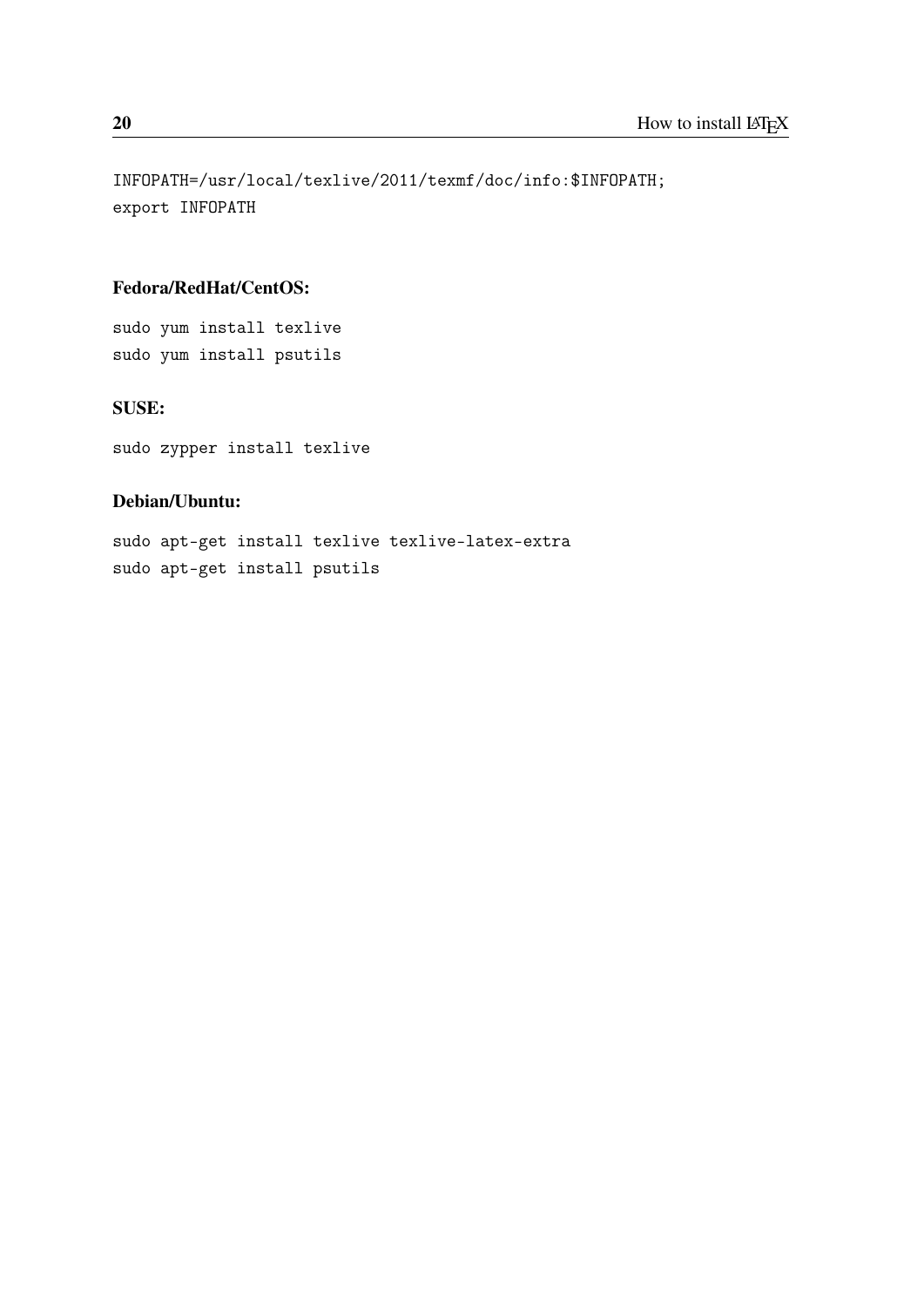```
INFOPATH=/usr/local/texlive/2011/texmf/doc/info:$INFOPATH;
export INFOPATH
```

**Fedora/RedHat/CentOS:**

```
sudo yum install texlive
sudo yum install psutils
```

**SUSE:**

```
sudo zypper install texlive
```

**Debian/Ubuntu:**

```
sudo apt-get install texlive texlive-latex-extra
sudo apt-get install psutils
```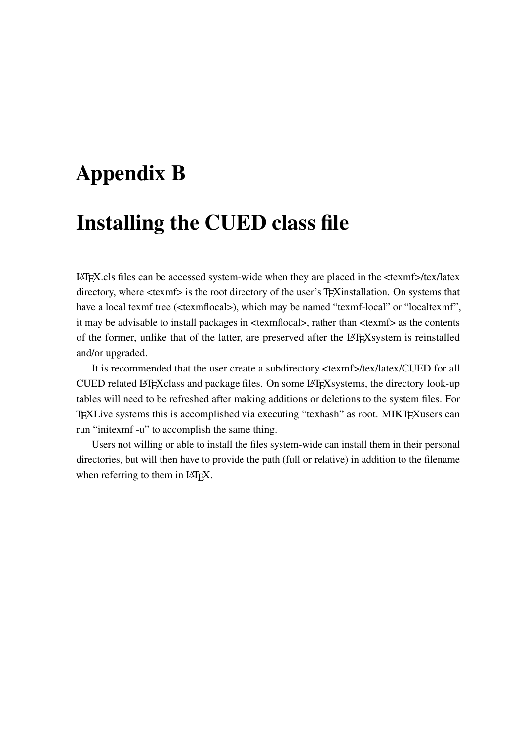# Appendix B

# Installing the CUED class file

LaTeX.cls files can be accessed system-wide when they are placed in the <texmf>/tex/latex directory, where <texmf> is the root directory of the user's TeXinstallation. On systems that have a local texmf tree (<texmflocal>), which may be named "texmf-local" or "localtexmf", it may be advisable to install packages in <texmflocal>, rather than <texmf> as the contents of the former, unlike that of the latter, are preserved after the LaTeXsystem is reinstalled and/or upgraded.

It is recommended that the user create a subdirectory <texmf>/tex/latex/CUED for all CUED related LaTeXclass and package files. On some LaTeXsystems, the directory look-up tables will need to be refreshed after making additions or deletions to the system files. For TeXLive systems this is accomplished via executing "texhash" as root. MIKTeXusers can run "initexmf -u" to accomplish the same thing.

Users not willing or able to install the files system-wide can install them in their personal directories, but will then have to provide the path (full or relative) in addition to the filename when referring to them in LaTeX.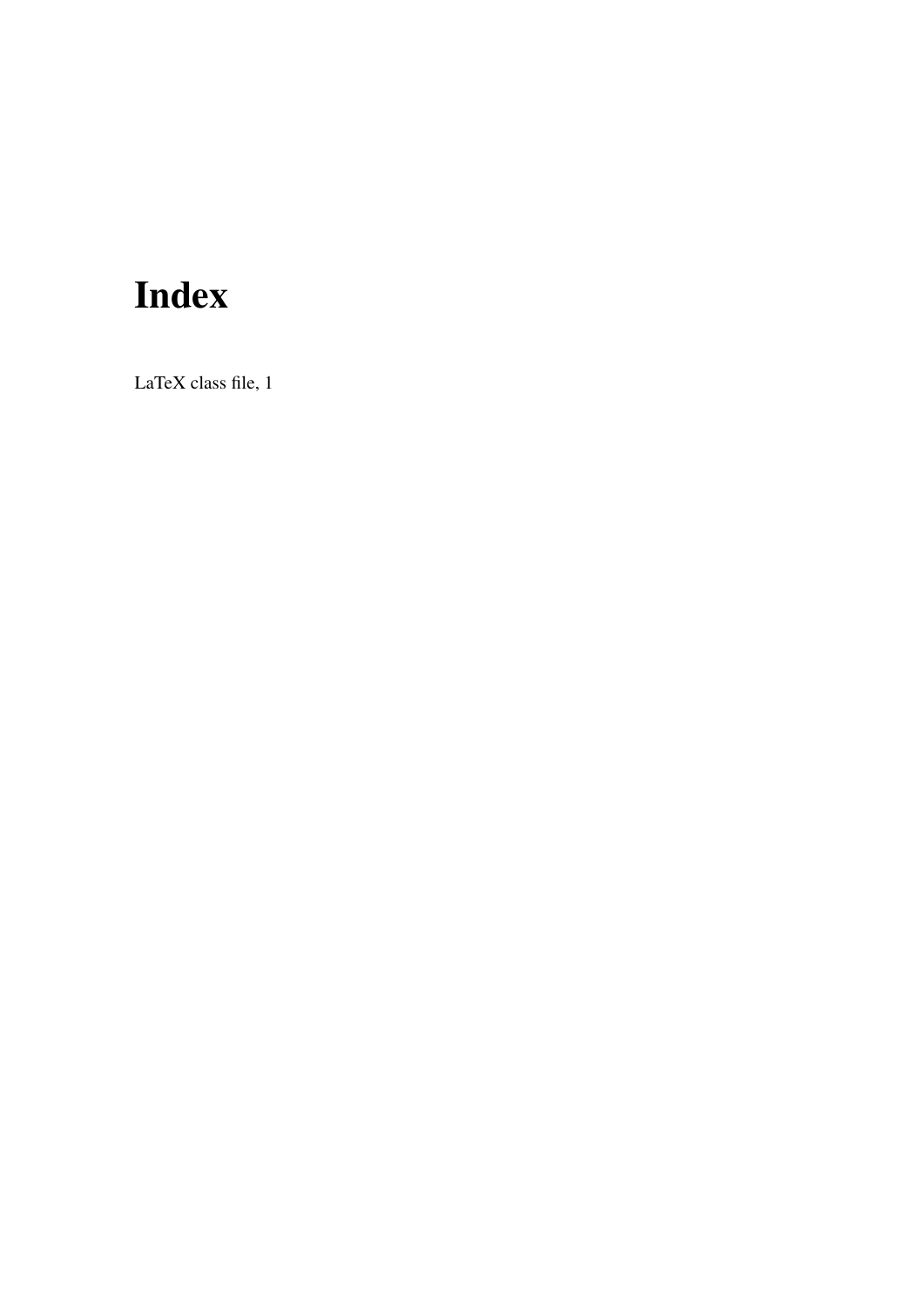# Index

LaTeX class file, 1